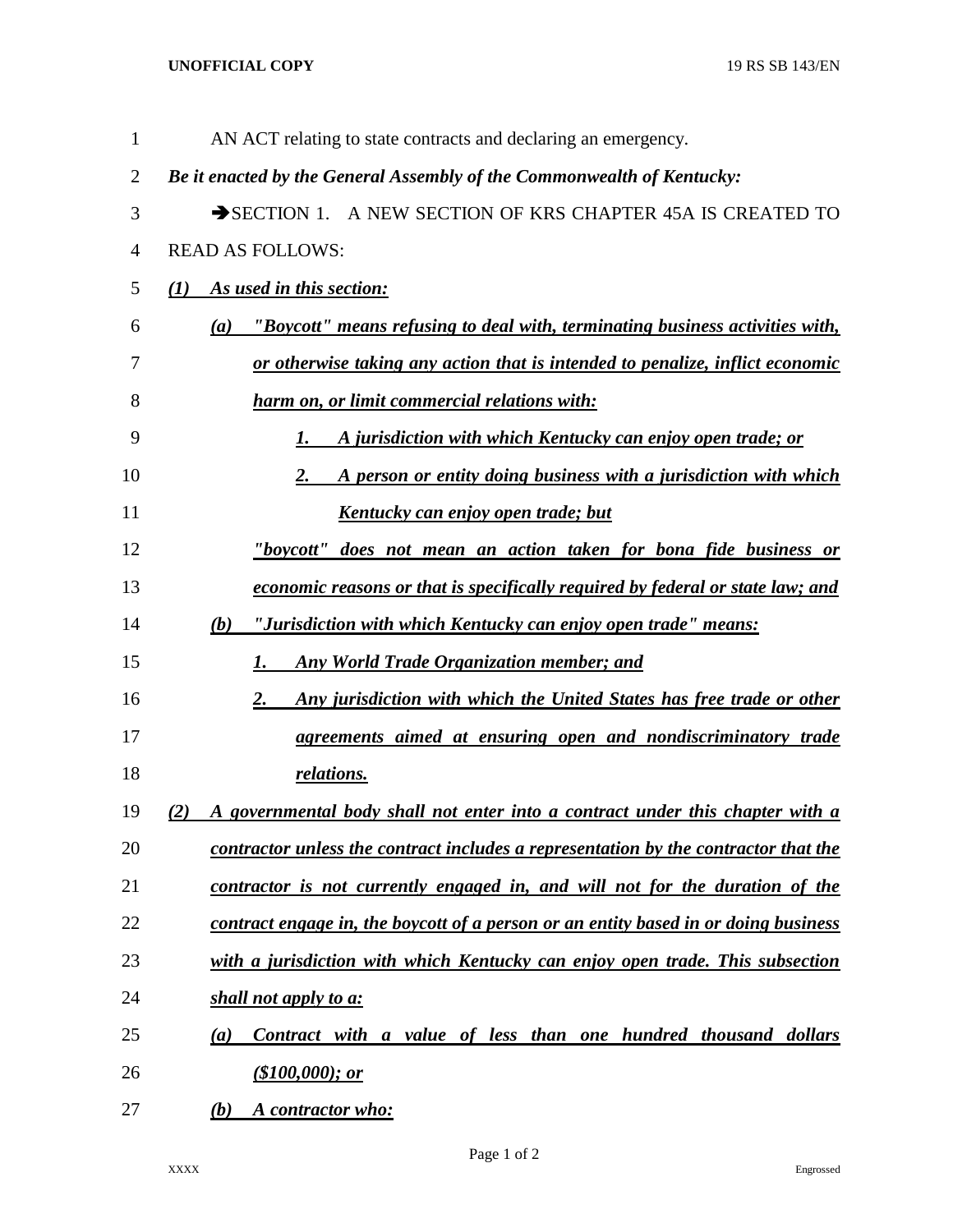AN ACT relating to state contracts and declaring an emergency.

***Be it enacted by the General Assembly of the Commonwealth of Kentucky:***

➔SECTION 1. A NEW SECTION OF KRS CHAPTER 45A IS CREATED TO READ AS FOLLOWS:

***(1) As used in this section:***

***(a) "Boycott" means refusing to deal with, terminating business activities with, or otherwise taking any action that is intended to penalize, inflict economic harm on, or limit commercial relations with:***

***1. A jurisdiction with which Kentucky can enjoy open trade; or***

***2. A person or entity doing business with a jurisdiction with which Kentucky can enjoy open trade; but***

***"boycott" does not mean an action taken for bona fide business or economic reasons or that is specifically required by federal or state law; and***

***(b) "Jurisdiction with which Kentucky can enjoy open trade" means:***

***1. Any World Trade Organization member; and***

***2. Any jurisdiction with which the United States has free trade or other agreements aimed at ensuring open and nondiscriminatory trade relations.***

***(2) A governmental body shall not enter into a contract under this chapter with a contractor unless the contract includes a representation by the contractor that the contractor is not currently engaged in, and will not for the duration of the contract engage in, the boycott of a person or an entity based in or doing business with a jurisdiction with which Kentucky can enjoy open trade. This subsection shall not apply to a:***

***(a) Contract with a value of less than one hundred thousand dollars ($100,000); or***

***(b) A contractor who:***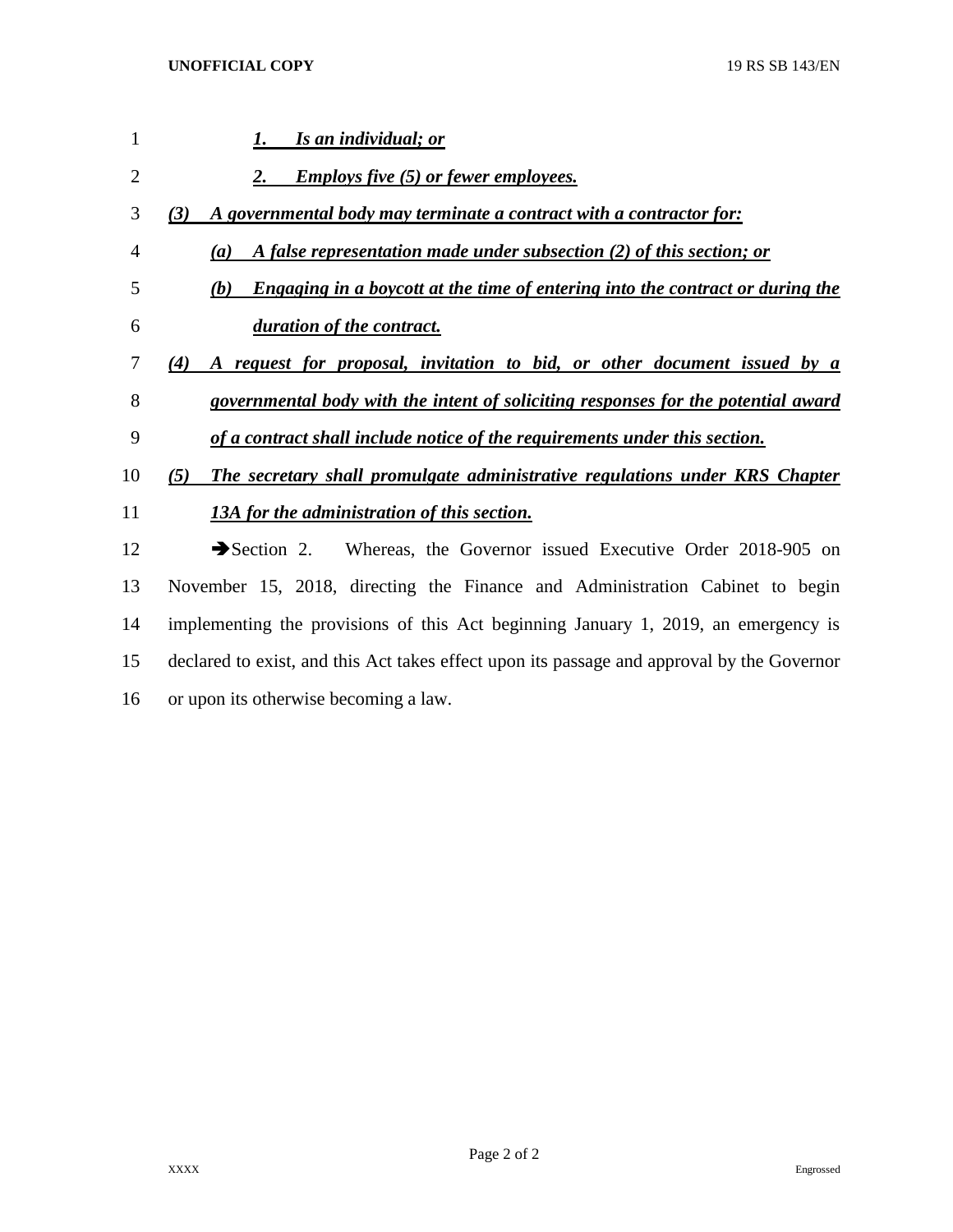***1. Is an individual; or***

***2. Employs five (5) or fewer employees.***

***(3) A governmental body may terminate a contract with a contractor for:***

***(a) A false representation made under subsection (2) of this section; or***

***(b) Engaging in a boycott at the time of entering into the contract or during the duration of the contract.***

***(4) A request for proposal, invitation to bid, or other document issued by a governmental body with the intent of soliciting responses for the potential award of a contract shall include notice of the requirements under this section.***

***(5) The secretary shall promulgate administrative regulations under KRS Chapter 13A for the administration of this section.***

➔Section 2. Whereas, the Governor issued Executive Order 2018-905 on November 15, 2018, directing the Finance and Administration Cabinet to begin implementing the provisions of this Act beginning January 1, 2019, an emergency is declared to exist, and this Act takes effect upon its passage and approval by the Governor or upon its otherwise becoming a law.